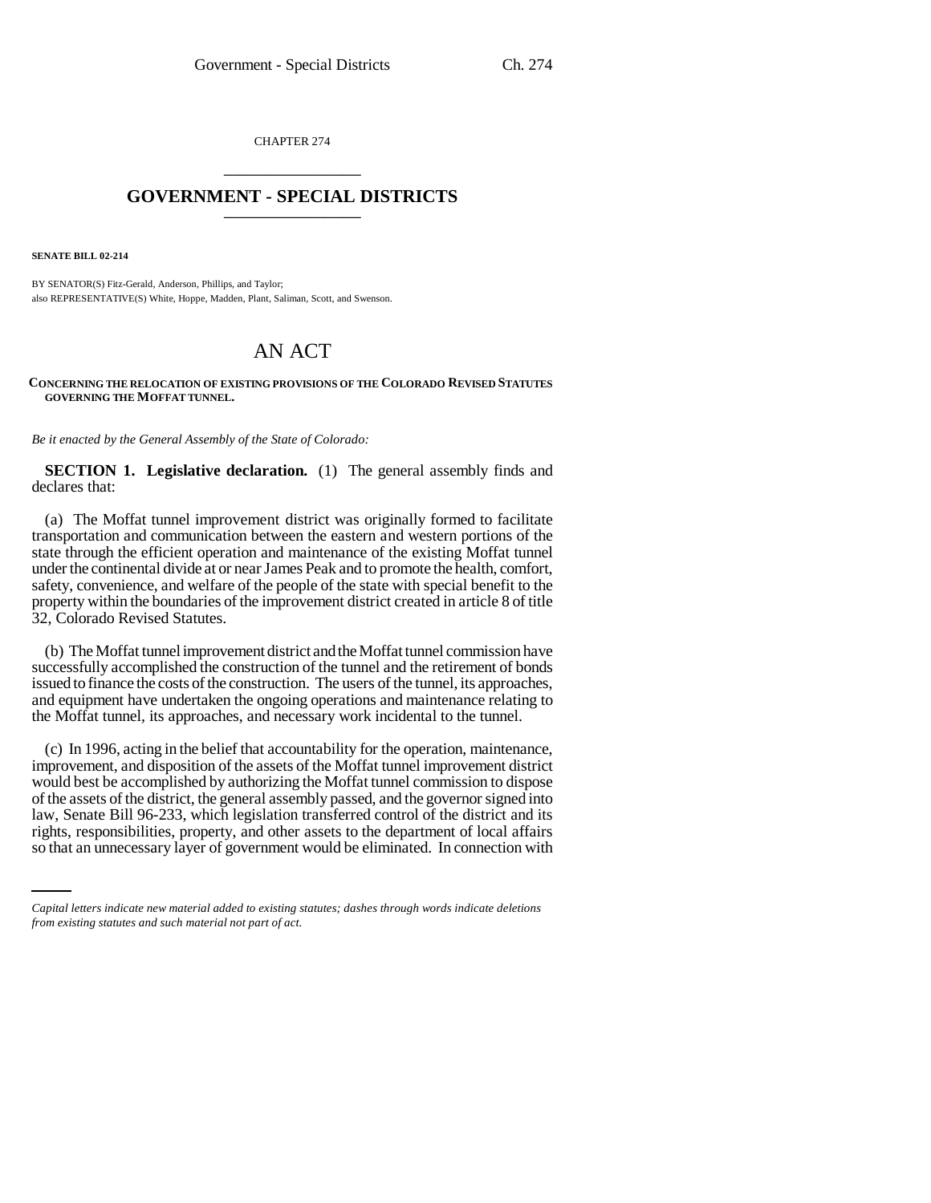CHAPTER 274

# GOVERNMENT - SPECIAL DISTRICTS

**SENATE BILL 02-214**

BY SENATOR(S) Fitz-Gerald, Anderson, Phillips, and Taylor;
also REPRESENTATIVE(S) White, Hoppe, Madden, Plant, Saliman, Scott, and Swenson.

# AN ACT

**CONCERNING THE RELOCATION OF EXISTING PROVISIONS OF THE COLORADO REVISED STATUTES GOVERNING THE MOFFAT TUNNEL.**

*Be it enacted by the General Assembly of the State of Colorado:*

**SECTION 1. Legislative declaration.** (1) The general assembly finds and declares that:

(a) The Moffat tunnel improvement district was originally formed to facilitate transportation and communication between the eastern and western portions of the state through the efficient operation and maintenance of the existing Moffat tunnel under the continental divide at or near James Peak and to promote the health, comfort, safety, convenience, and welfare of the people of the state with special benefit to the property within the boundaries of the improvement district created in article 8 of title 32, Colorado Revised Statutes.

(b) The Moffat tunnel improvement district and the Moffat tunnel commission have successfully accomplished the construction of the tunnel and the retirement of bonds issued to finance the costs of the construction. The users of the tunnel, its approaches, and equipment have undertaken the ongoing operations and maintenance relating to the Moffat tunnel, its approaches, and necessary work incidental to the tunnel.

(c) In 1996, acting in the belief that accountability for the operation, maintenance, improvement, and disposition of the assets of the Moffat tunnel improvement district would best be accomplished by authorizing the Moffat tunnel commission to dispose of the assets of the district, the general assembly passed, and the governor signed into law, Senate Bill 96-233, which legislation transferred control of the district and its rights, responsibilities, property, and other assets to the department of local affairs so that an unnecessary layer of government would be eliminated. In connection with

*Capital letters indicate new material added to existing statutes; dashes through words indicate deletions from existing statutes and such material not part of act.*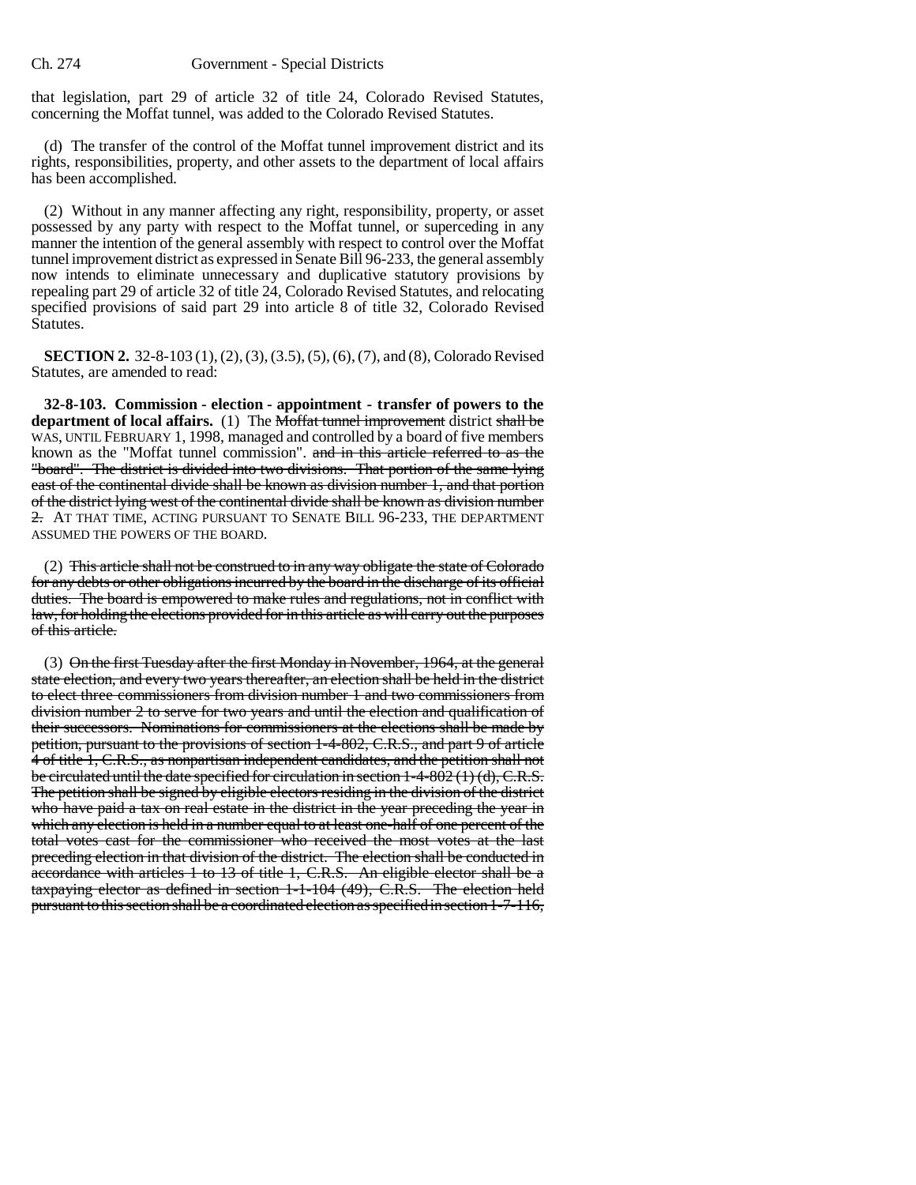that legislation, part 29 of article 32 of title 24, Colorado Revised Statutes, concerning the Moffat tunnel, was added to the Colorado Revised Statutes.

(d) The transfer of the control of the Moffat tunnel improvement district and its rights, responsibilities, property, and other assets to the department of local affairs has been accomplished.

(2) Without in any manner affecting any right, responsibility, property, or asset possessed by any party with respect to the Moffat tunnel, or superceding in any manner the intention of the general assembly with respect to control over the Moffat tunnel improvement district as expressed in Senate Bill 96-233, the general assembly now intends to eliminate unnecessary and duplicative statutory provisions by repealing part 29 of article 32 of title 24, Colorado Revised Statutes, and relocating specified provisions of said part 29 into article 8 of title 32, Colorado Revised Statutes.

**SECTION 2.** 32-8-103 (1), (2), (3), (3.5), (5), (6), (7), and (8), Colorado Revised Statutes, are amended to read:

**32-8-103. Commission - election - appointment - transfer of powers to the department of local affairs.** (1) The ~~Moffat tunnel improvement~~ district ~~shall be~~ WAS, UNTIL FEBRUARY 1, 1998, managed and controlled by a board of five members known as the "Moffat tunnel commission". ~~and in this article referred to as the "board". The district is divided into two divisions. That portion of the same lying east of the continental divide shall be known as division number 1, and that portion of the district lying west of the continental divide shall be known as division number 2.~~ AT THAT TIME, ACTING PURSUANT TO SENATE BILL 96-233, THE DEPARTMENT ASSUMED THE POWERS OF THE BOARD.

(2) ~~This article shall not be construed to in any way obligate the state of Colorado for any debts or other obligations incurred by the board in the discharge of its official duties. The board is empowered to make rules and regulations, not in conflict with law, for holding the elections provided for in this article as will carry out the purposes of this article.~~

(3) ~~On the first Tuesday after the first Monday in November, 1964, at the general state election, and every two years thereafter, an election shall be held in the district to elect three commissioners from division number 1 and two commissioners from division number 2 to serve for two years and until the election and qualification of their successors. Nominations for commissioners at the elections shall be made by petition, pursuant to the provisions of section 1-4-802, C.R.S., and part 9 of article 4 of title 1, C.R.S., as nonpartisan independent candidates, and the petition shall not be circulated until the date specified for circulation in section 1-4-802 (1) (d), C.R.S. The petition shall be signed by eligible electors residing in the division of the district who have paid a tax on real estate in the district in the year preceding the year in which any election is held in a number equal to at least one-half of one percent of the total votes cast for the commissioner who received the most votes at the last preceding election in that division of the district. The election shall be conducted in accordance with articles 1 to 13 of title 1, C.R.S. An eligible elector shall be a taxpaying elector as defined in section 1-1-104 (49), C.R.S. The election held pursuant to this section shall be a coordinated election as specified in section 1-7-116,~~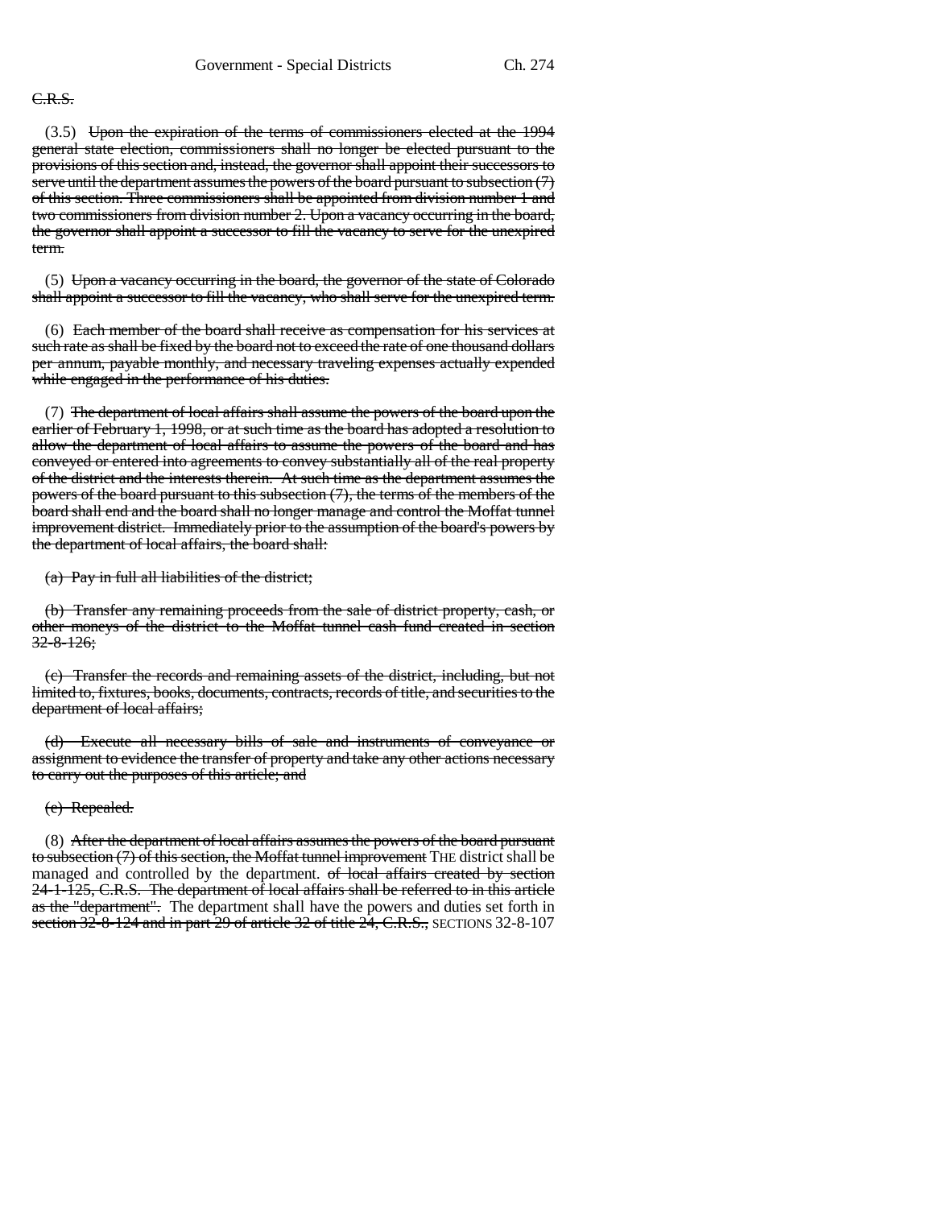C.R.S.

(3.5) ~~Upon the expiration of the terms of commissioners elected at the 1994 general state election, commissioners shall no longer be elected pursuant to the provisions of this section and, instead, the governor shall appoint their successors to serve until the department assumes the powers of the board pursuant to subsection (7) of this section. Three commissioners shall be appointed from division number 1 and two commissioners from division number 2. Upon a vacancy occurring in the board, the governor shall appoint a successor to fill the vacancy to serve for the unexpired term.~~

(5) ~~Upon a vacancy occurring in the board, the governor of the state of Colorado shall appoint a successor to fill the vacancy, who shall serve for the unexpired term.~~

(6) ~~Each member of the board shall receive as compensation for his services at such rate as shall be fixed by the board not to exceed the rate of one thousand dollars per annum, payable monthly, and necessary traveling expenses actually expended while engaged in the performance of his duties.~~

(7) ~~The department of local affairs shall assume the powers of the board upon the earlier of February 1, 1998, or at such time as the board has adopted a resolution to allow the department of local affairs to assume the powers of the board and has conveyed or entered into agreements to convey substantially all of the real property of the district and the interests therein. At such time as the department assumes the powers of the board pursuant to this subsection (7), the terms of the members of the board shall end and the board shall no longer manage and control the Moffat tunnel improvement district. Immediately prior to the assumption of the board's powers by the department of local affairs, the board shall:~~

~~(a) Pay in full all liabilities of the district;~~

~~(b) Transfer any remaining proceeds from the sale of district property, cash, or other moneys of the district to the Moffat tunnel cash fund created in section 32-8-126;~~

~~(c) Transfer the records and remaining assets of the district, including, but not limited to, fixtures, books, documents, contracts, records of title, and securities to the department of local affairs;~~

~~(d) Execute all necessary bills of sale and instruments of conveyance or assignment to evidence the transfer of property and take any other actions necessary to carry out the purposes of this article; and~~

~~(e) Repealed.~~

(8) ~~After the department of local affairs assumes the powers of the board pursuant to subsection (7) of this section, the Moffat tunnel improvement~~ THE district shall be managed and controlled by the department. ~~of local affairs created by section 24-1-125, C.R.S. The department of local affairs shall be referred to in this article as the "department".~~ The department shall have the powers and duties set forth in ~~section 32-8-124 and in part 29 of article 32 of title 24, C.R.S.,~~ SECTIONS 32-8-107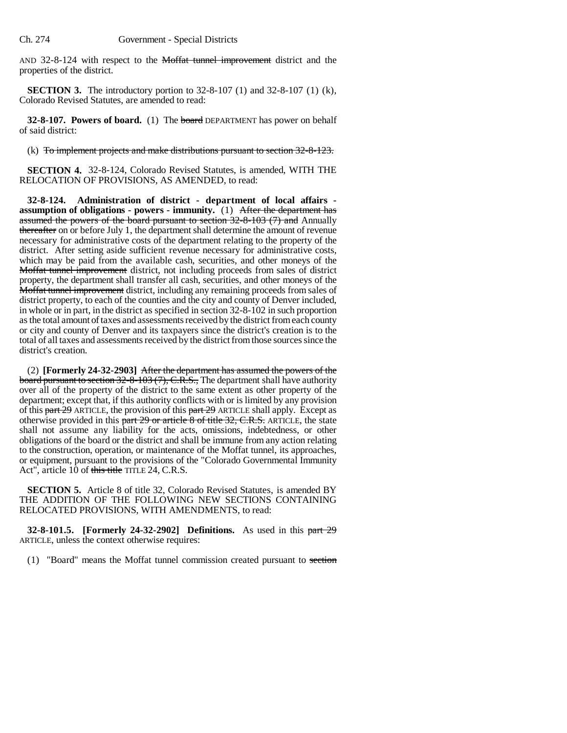AND 32-8-124 with respect to the ~~Moffat tunnel improvement~~ district and the properties of the district.

**SECTION 3.** The introductory portion to 32-8-107 (1) and 32-8-107 (1) (k), Colorado Revised Statutes, are amended to read:

**32-8-107. Powers of board.** (1) The ~~board~~ DEPARTMENT has power on behalf of said district:

(k) ~~To implement projects and make distributions pursuant to section 32-8-123.~~

**SECTION 4.** 32-8-124, Colorado Revised Statutes, is amended, WITH THE RELOCATION OF PROVISIONS, AS AMENDED, to read:

**32-8-124. Administration of district - department of local affairs - assumption of obligations - powers - immunity.** (1) ~~After the department has assumed the powers of the board pursuant to section 32-8-103 (7) and~~ Annually ~~thereafter~~ on or before July 1, the department shall determine the amount of revenue necessary for administrative costs of the department relating to the property of the district. After setting aside sufficient revenue necessary for administrative costs, which may be paid from the available cash, securities, and other moneys of the ~~Moffat tunnel improvement~~ district, not including proceeds from sales of district property, the department shall transfer all cash, securities, and other moneys of the ~~Moffat tunnel improvement~~ district, including any remaining proceeds from sales of district property, to each of the counties and the city and county of Denver included, in whole or in part, in the district as specified in section 32-8-102 in such proportion as the total amount of taxes and assessments received by the district from each county or city and county of Denver and its taxpayers since the district's creation is to the total of all taxes and assessments received by the district from those sources since the district's creation.

(2) **[Formerly 24-32-2903]** ~~After the department has assumed the powers of the board pursuant to section 32-8-103 (7), C.R.S.,~~ The department shall have authority over all of the property of the district to the same extent as other property of the department; except that, if this authority conflicts with or is limited by any provision of this ~~part 29~~ ARTICLE, the provision of this ~~part 29~~ ARTICLE shall apply. Except as otherwise provided in this ~~part 29 or article 8 of title 32, C.R.S.~~ ARTICLE, the state shall not assume any liability for the acts, omissions, indebtedness, or other obligations of the board or the district and shall be immune from any action relating to the construction, operation, or maintenance of the Moffat tunnel, its approaches, or equipment, pursuant to the provisions of the "Colorado Governmental Immunity Act", article 10 of ~~this title~~ TITLE 24, C.R.S.

**SECTION 5.** Article 8 of title 32, Colorado Revised Statutes, is amended BY THE ADDITION OF THE FOLLOWING NEW SECTIONS CONTAINING RELOCATED PROVISIONS, WITH AMENDMENTS, to read:

**32-8-101.5. [Formerly 24-32-2902] Definitions.** As used in this ~~part 29~~ ARTICLE, unless the context otherwise requires:

(1) "Board" means the Moffat tunnel commission created pursuant to ~~section~~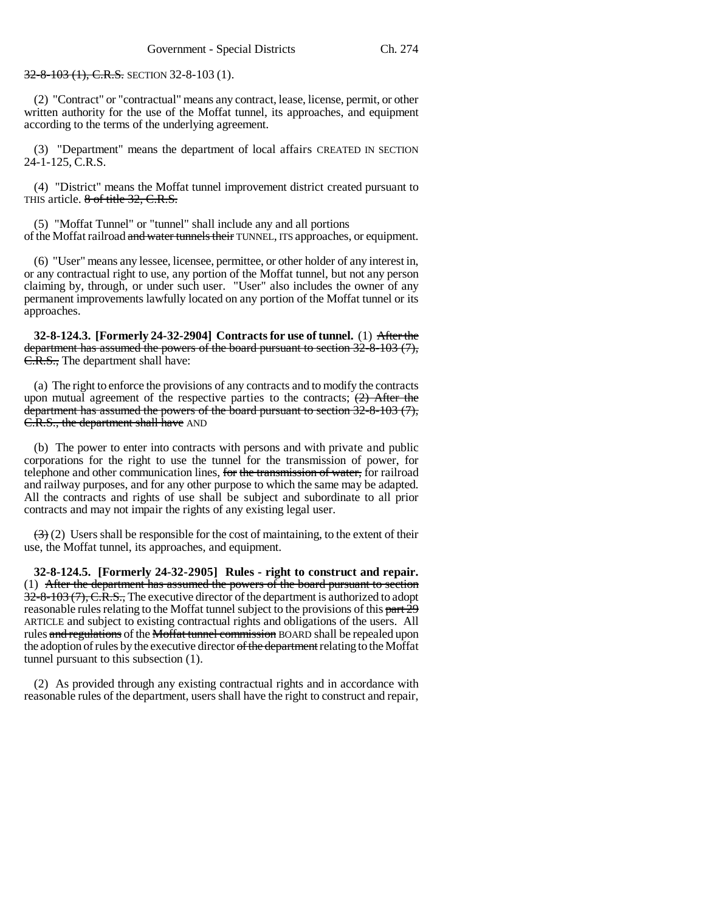32-8-103 (1), C.R.S. SECTION 32-8-103 (1).

(2) "Contract" or "contractual" means any contract, lease, license, permit, or other written authority for the use of the Moffat tunnel, its approaches, and equipment according to the terms of the underlying agreement.

(3) "Department" means the department of local affairs CREATED IN SECTION 24-1-125, C.R.S.

(4) "District" means the Moffat tunnel improvement district created pursuant to THIS article. 8 of title 32, C.R.S.

(5) "Moffat Tunnel" or "tunnel" shall include any and all portions of the Moffat railroad and water tunnels their TUNNEL, ITS approaches, or equipment.

(6) "User" means any lessee, licensee, permittee, or other holder of any interest in, or any contractual right to use, any portion of the Moffat tunnel, but not any person claiming by, through, or under such user. "User" also includes the owner of any permanent improvements lawfully located on any portion of the Moffat tunnel or its approaches.

**32-8-124.3. [Formerly 24-32-2904] Contracts for use of tunnel.** (1) After the department has assumed the powers of the board pursuant to section 32-8-103 (7), C.R.S., The department shall have:

(a) The right to enforce the provisions of any contracts and to modify the contracts upon mutual agreement of the respective parties to the contracts; (2) After the department has assumed the powers of the board pursuant to section 32-8-103 (7), C.R.S., the department shall have AND

(b) The power to enter into contracts with persons and with private and public corporations for the right to use the tunnel for the transmission of power, for telephone and other communication lines, for the transmission of water, for railroad and railway purposes, and for any other purpose to which the same may be adapted. All the contracts and rights of use shall be subject and subordinate to all prior contracts and may not impair the rights of any existing legal user.

(3) (2) Users shall be responsible for the cost of maintaining, to the extent of their use, the Moffat tunnel, its approaches, and equipment.

**32-8-124.5. [Formerly 24-32-2905] Rules - right to construct and repair.** (1) After the department has assumed the powers of the board pursuant to section 32-8-103 (7), C.R.S., The executive director of the department is authorized to adopt reasonable rules relating to the Moffat tunnel subject to the provisions of this part 29 ARTICLE and subject to existing contractual rights and obligations of the users. All rules and regulations of the Moffat tunnel commission BOARD shall be repealed upon the adoption of rules by the executive director of the department relating to the Moffat tunnel pursuant to this subsection (1).

(2) As provided through any existing contractual rights and in accordance with reasonable rules of the department, users shall have the right to construct and repair,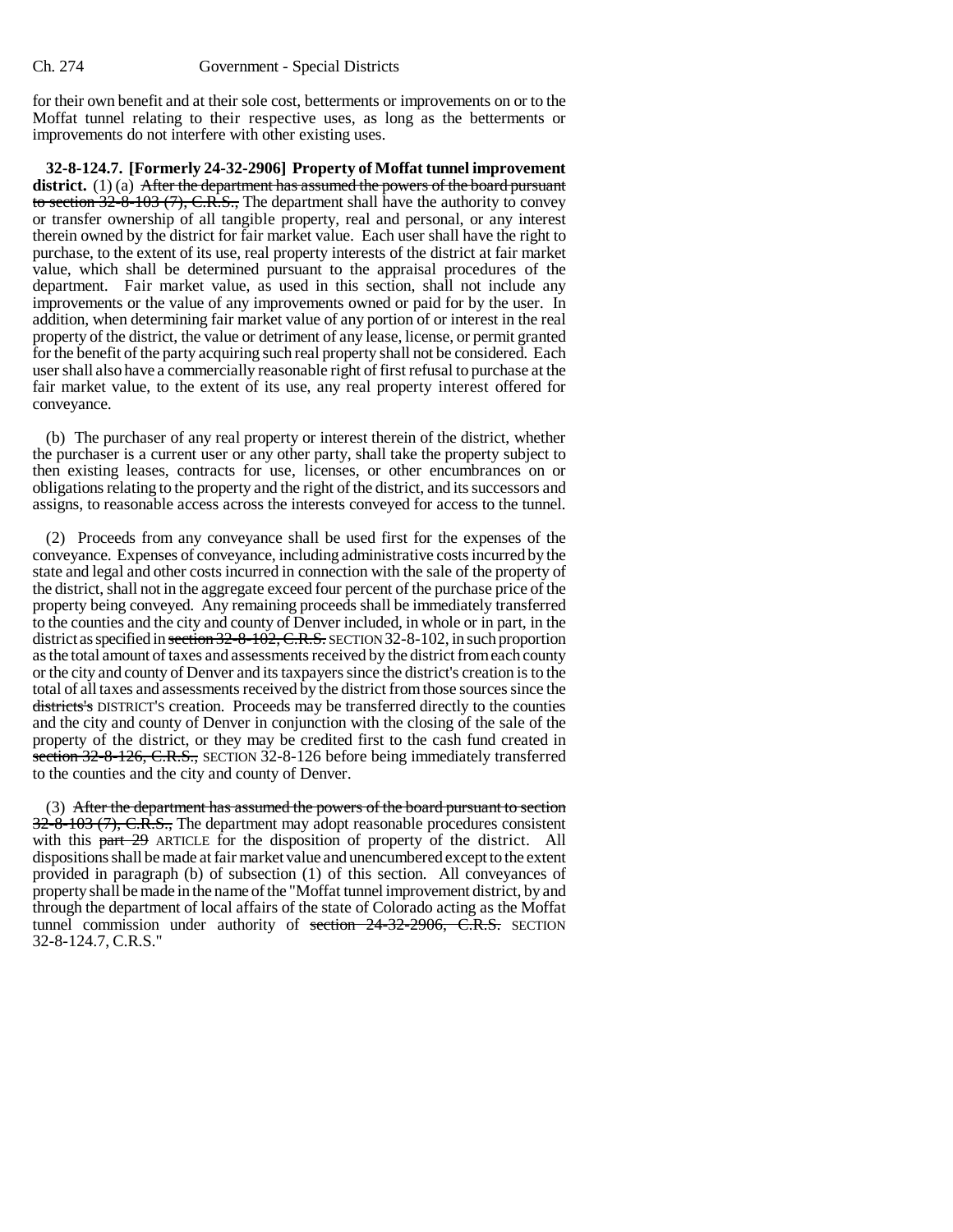for their own benefit and at their sole cost, betterments or improvements on or to the Moffat tunnel relating to their respective uses, as long as the betterments or improvements do not interfere with other existing uses.

**32-8-124.7. [Formerly 24-32-2906] Property of Moffat tunnel improvement district.** (1) (a) ~~After the department has assumed the powers of the board pursuant to section 32-8-103 (7), C.R.S.,~~ The department shall have the authority to convey or transfer ownership of all tangible property, real and personal, or any interest therein owned by the district for fair market value. Each user shall have the right to purchase, to the extent of its use, real property interests of the district at fair market value, which shall be determined pursuant to the appraisal procedures of the department. Fair market value, as used in this section, shall not include any improvements or the value of any improvements owned or paid for by the user. In addition, when determining fair market value of any portion of or interest in the real property of the district, the value or detriment of any lease, license, or permit granted for the benefit of the party acquiring such real property shall not be considered. Each user shall also have a commercially reasonable right of first refusal to purchase at the fair market value, to the extent of its use, any real property interest offered for conveyance.

(b) The purchaser of any real property or interest therein of the district, whether the purchaser is a current user or any other party, shall take the property subject to then existing leases, contracts for use, licenses, or other encumbrances on or obligations relating to the property and the right of the district, and its successors and assigns, to reasonable access across the interests conveyed for access to the tunnel.

(2) Proceeds from any conveyance shall be used first for the expenses of the conveyance. Expenses of conveyance, including administrative costs incurred by the state and legal and other costs incurred in connection with the sale of the property of the district, shall not in the aggregate exceed four percent of the purchase price of the property being conveyed. Any remaining proceeds shall be immediately transferred to the counties and the city and county of Denver included, in whole or in part, in the district as specified in ~~section 32-8-102, C.R.S.~~ SECTION 32-8-102, in such proportion as the total amount of taxes and assessments received by the district from each county or the city and county of Denver and its taxpayers since the district's creation is to the total of all taxes and assessments received by the district from those sources since the ~~districts's~~ DISTRICT'S creation. Proceeds may be transferred directly to the counties and the city and county of Denver in conjunction with the closing of the sale of the property of the district, or they may be credited first to the cash fund created in ~~section 32-8-126, C.R.S.,~~ SECTION 32-8-126 before being immediately transferred to the counties and the city and county of Denver.

(3) ~~After the department has assumed the powers of the board pursuant to section 32-8-103 (7), C.R.S.,~~ The department may adopt reasonable procedures consistent with this ~~part 29~~ ARTICLE for the disposition of property of the district. All dispositions shall be made at fair market value and unencumbered except to the extent provided in paragraph (b) of subsection (1) of this section. All conveyances of property shall be made in the name of the "Moffat tunnel improvement district, by and through the department of local affairs of the state of Colorado acting as the Moffat tunnel commission under authority of ~~section 24-32-2906, C.R.S.~~ SECTION 32-8-124.7, C.R.S."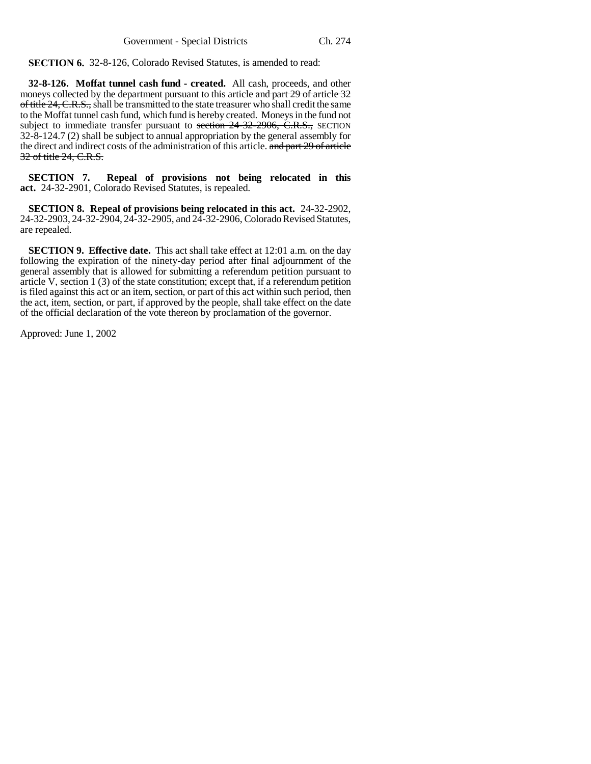**SECTION 6.** 32-8-126, Colorado Revised Statutes, is amended to read:

**32-8-126. Moffat tunnel cash fund - created.** All cash, proceeds, and other moneys collected by the department pursuant to this article ~~and part 29 of article 32 of title 24, C.R.S.,~~ shall be transmitted to the state treasurer who shall credit the same to the Moffat tunnel cash fund, which fund is hereby created. Moneys in the fund not subject to immediate transfer pursuant to ~~section 24-32-2906, C.R.S.,~~ SECTION 32-8-124.7 (2) shall be subject to annual appropriation by the general assembly for the direct and indirect costs of the administration of this article. ~~and part 29 of article 32 of title 24, C.R.S.~~

**SECTION 7. Repeal of provisions not being relocated in this act.** 24-32-2901, Colorado Revised Statutes, is repealed.

**SECTION 8. Repeal of provisions being relocated in this act.** 24-32-2902, 24-32-2903, 24-32-2904, 24-32-2905, and 24-32-2906, Colorado Revised Statutes, are repealed.

**SECTION 9. Effective date.** This act shall take effect at 12:01 a.m. on the day following the expiration of the ninety-day period after final adjournment of the general assembly that is allowed for submitting a referendum petition pursuant to article V, section 1 (3) of the state constitution; except that, if a referendum petition is filed against this act or an item, section, or part of this act within such period, then the act, item, section, or part, if approved by the people, shall take effect on the date of the official declaration of the vote thereon by proclamation of the governor.

Approved: June 1, 2002